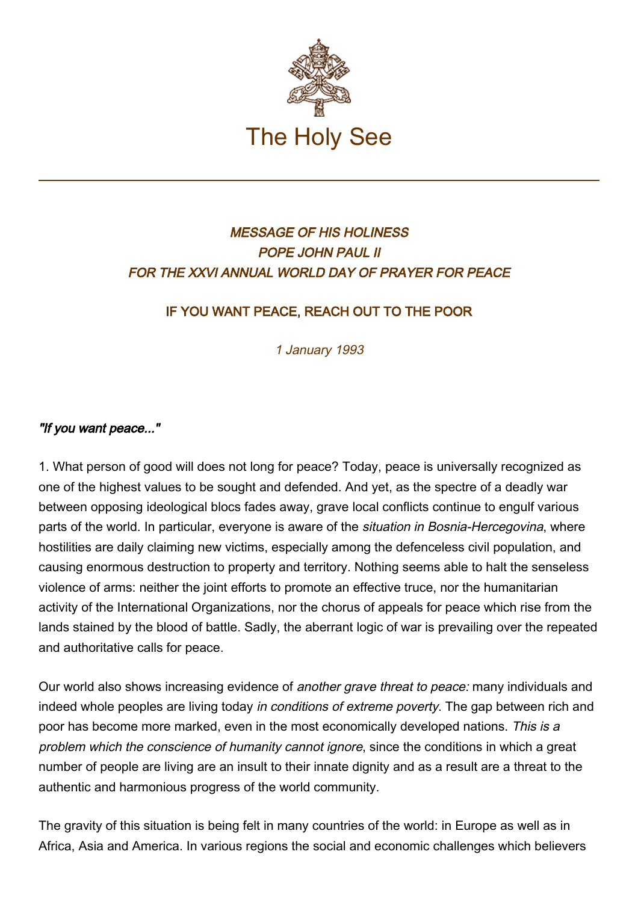The Holy See

*MESSAGE OF HIS HOLINESS*
*POPE JOHN PAUL II*
*FOR THE XXVI ANNUAL WORLD DAY OF PRAYER FOR PEACE*

# IF YOU WANT PEACE, REACH OUT TO THE POOR

*1 January 1993*

## *"If you want peace..."*

1. What person of good will does not long for peace? Today, peace is universally recognized as one of the highest values to be sought and defended. And yet, as the spectre of a deadly war between opposing ideological blocs fades away, grave local conflicts continue to engulf various parts of the world. In particular, everyone is aware of the *situation in Bosnia-Hercegovina*, where hostilities are daily claiming new victims, especially among the defenceless civil population, and causing enormous destruction to property and territory. Nothing seems able to halt the senseless violence of arms: neither the joint efforts to promote an effective truce, nor the humanitarian activity of the International Organizations, nor the chorus of appeals for peace which rise from the lands stained by the blood of battle. Sadly, the aberrant logic of war is prevailing over the repeated and authoritative calls for peace.

Our world also shows increasing evidence of *another grave threat to peace:* many individuals and indeed whole peoples are living today *in conditions of extreme poverty*. The gap between rich and poor has become more marked, even in the most economically developed nations. *This is a problem which the conscience of humanity cannot ignore*, since the conditions in which a great number of people are living are an insult to their innate dignity and as a result are a threat to the authentic and harmonious progress of the world community.

The gravity of this situation is being felt in many countries of the world: in Europe as well as in Africa, Asia and America. In various regions the social and economic challenges which believers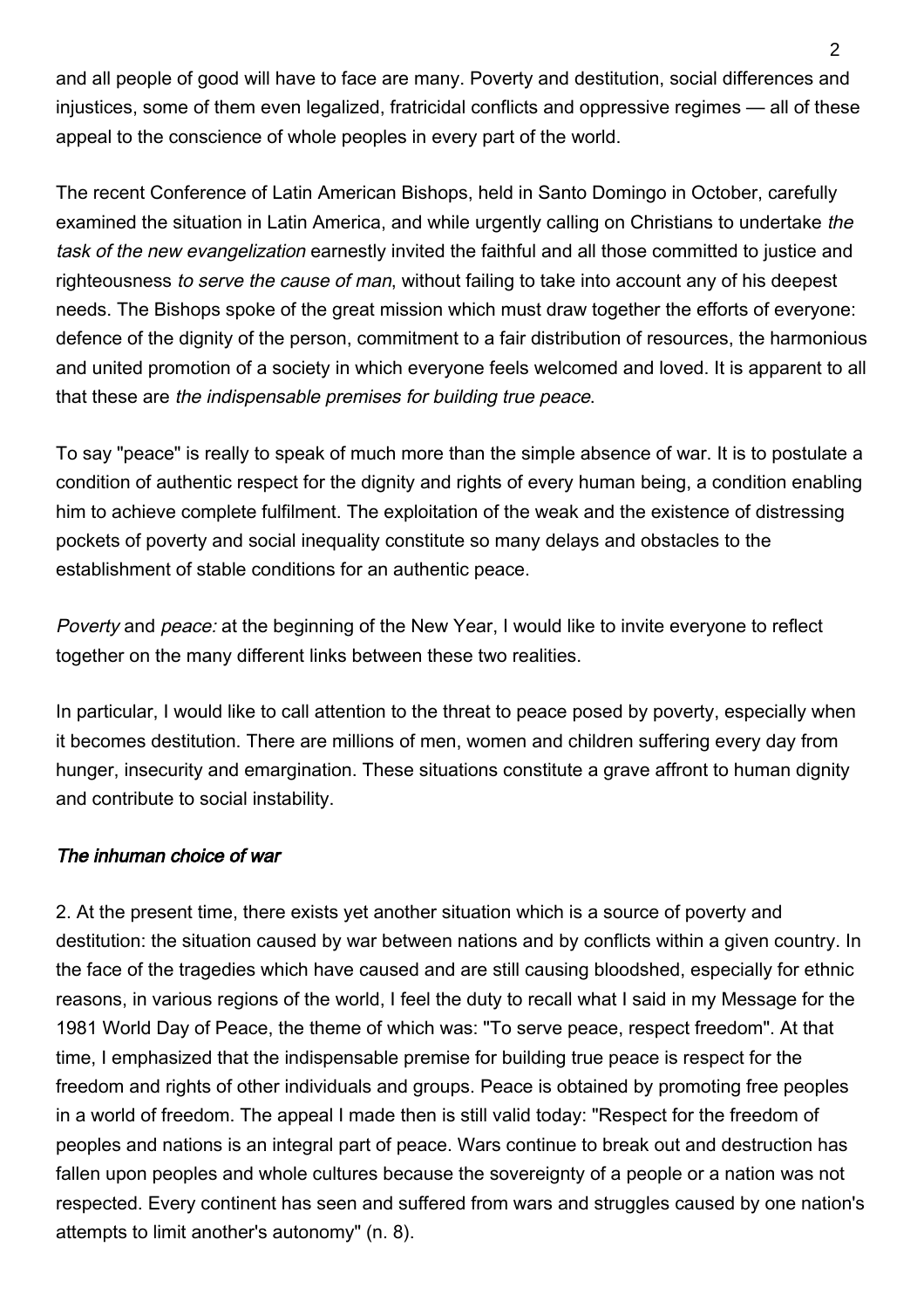and all people of good will have to face are many. Poverty and destitution, social differences and injustices, some of them even legalized, fratricidal conflicts and oppressive regimes — all of these appeal to the conscience of whole peoples in every part of the world.

The recent Conference of Latin American Bishops, held in Santo Domingo in October, carefully examined the situation in Latin America, and while urgently calling on Christians to undertake *the task of the new evangelization* earnestly invited the faithful and all those committed to justice and righteousness *to serve the cause of man*, without failing to take into account any of his deepest needs. The Bishops spoke of the great mission which must draw together the efforts of everyone: defence of the dignity of the person, commitment to a fair distribution of resources, the harmonious and united promotion of a society in which everyone feels welcomed and loved. It is apparent to all that these are *the indispensable premises for building true peace*.

To say "peace" is really to speak of much more than the simple absence of war. It is to postulate a condition of authentic respect for the dignity and rights of every human being, a condition enabling him to achieve complete fulfilment. The exploitation of the weak and the existence of distressing pockets of poverty and social inequality constitute so many delays and obstacles to the establishment of stable conditions for an authentic peace.

*Poverty* and *peace:* at the beginning of the New Year, I would like to invite everyone to reflect together on the many different links between these two realities.

In particular, I would like to call attention to the threat to peace posed by poverty, especially when it becomes destitution. There are millions of men, women and children suffering every day from hunger, insecurity and emargination. These situations constitute a grave affront to human dignity and contribute to social instability.

### *The inhuman choice of war*

2. At the present time, there exists yet another situation which is a source of poverty and destitution: the situation caused by war between nations and by conflicts within a given country. In the face of the tragedies which have caused and are still causing bloodshed, especially for ethnic reasons, in various regions of the world, I feel the duty to recall what I said in my Message for the 1981 World Day of Peace, the theme of which was: "To serve peace, respect freedom". At that time, I emphasized that the indispensable premise for building true peace is respect for the freedom and rights of other individuals and groups. Peace is obtained by promoting free peoples in a world of freedom. The appeal I made then is still valid today: "Respect for the freedom of peoples and nations is an integral part of peace. Wars continue to break out and destruction has fallen upon peoples and whole cultures because the sovereignty of a people or a nation was not respected. Every continent has seen and suffered from wars and struggles caused by one nation's attempts to limit another's autonomy" (n. 8).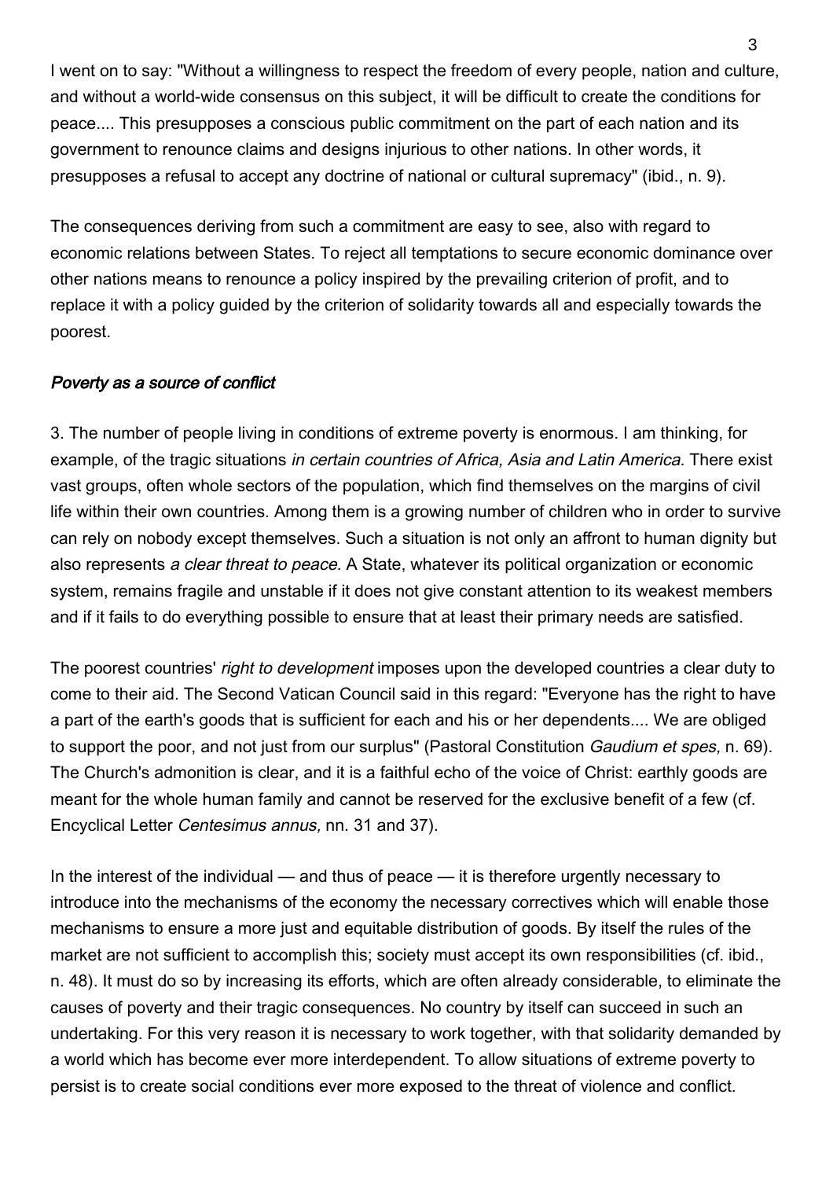I went on to say: "Without a willingness to respect the freedom of every people, nation and culture, and without a world-wide consensus on this subject, it will be difficult to create the conditions for peace.... This presupposes a conscious public commitment on the part of each nation and its government to renounce claims and designs injurious to other nations. In other words, it presupposes a refusal to accept any doctrine of national or cultural supremacy" (ibid., n. 9).

The consequences deriving from such a commitment are easy to see, also with regard to economic relations between States. To reject all temptations to secure economic dominance over other nations means to renounce a policy inspired by the prevailing criterion of profit, and to replace it with a policy guided by the criterion of solidarity towards all and especially towards the poorest.

### *Poverty as a source of conflict*

3. The number of people living in conditions of extreme poverty is enormous. I am thinking, for example, of the tragic situations *in certain countries of Africa, Asia and Latin America*. There exist vast groups, often whole sectors of the population, which find themselves on the margins of civil life within their own countries. Among them is a growing number of children who in order to survive can rely on nobody except themselves. Such a situation is not only an affront to human dignity but also represents *a clear threat to peace.* A State, whatever its political organization or economic system, remains fragile and unstable if it does not give constant attention to its weakest members and if it fails to do everything possible to ensure that at least their primary needs are satisfied.

The poorest countries' *right to development* imposes upon the developed countries a clear duty to come to their aid. The Second Vatican Council said in this regard: "Everyone has the right to have a part of the earth's goods that is sufficient for each and his or her dependents.... We are obliged to support the poor, and not just from our surplus" (Pastoral Constitution *Gaudium et spes,* n. 69). The Church's admonition is clear, and it is a faithful echo of the voice of Christ: earthly goods are meant for the whole human family and cannot be reserved for the exclusive benefit of a few (cf. Encyclical Letter *Centesimus annus,* nn. 31 and 37).

In the interest of the individual — and thus of peace — it is therefore urgently necessary to introduce into the mechanisms of the economy the necessary correctives which will enable those mechanisms to ensure a more just and equitable distribution of goods. By itself the rules of the market are not sufficient to accomplish this; society must accept its own responsibilities (cf. ibid., n. 48). It must do so by increasing its efforts, which are often already considerable, to eliminate the causes of poverty and their tragic consequences. No country by itself can succeed in such an undertaking. For this very reason it is necessary to work together, with that solidarity demanded by a world which has become ever more interdependent. To allow situations of extreme poverty to persist is to create social conditions ever more exposed to the threat of violence and conflict.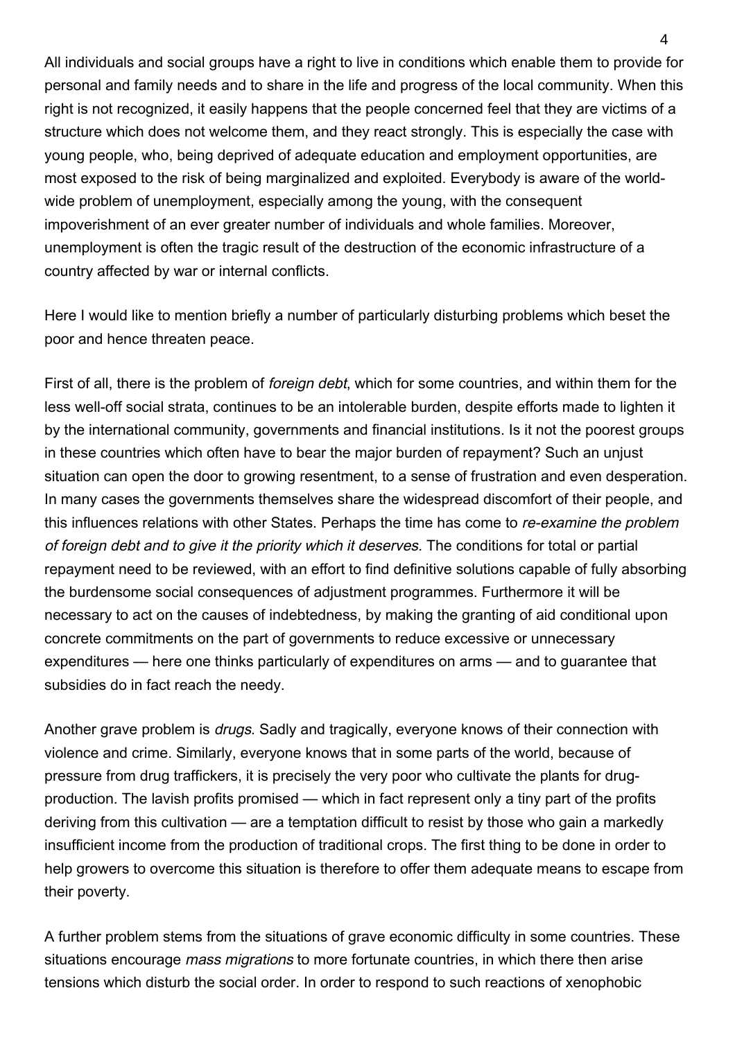All individuals and social groups have a right to live in conditions which enable them to provide for personal and family needs and to share in the life and progress of the local community. When this right is not recognized, it easily happens that the people concerned feel that they are victims of a structure which does not welcome them, and they react strongly. This is especially the case with young people, who, being deprived of adequate education and employment opportunities, are most exposed to the risk of being marginalized and exploited. Everybody is aware of the world-wide problem of unemployment, especially among the young, with the consequent impoverishment of an ever greater number of individuals and whole families. Moreover, unemployment is often the tragic result of the destruction of the economic infrastructure of a country affected by war or internal conflicts.

Here I would like to mention briefly a number of particularly disturbing problems which beset the poor and hence threaten peace.

First of all, there is the problem of *foreign debt*, which for some countries, and within them for the less well-off social strata, continues to be an intolerable burden, despite efforts made to lighten it by the international community, governments and financial institutions. Is it not the poorest groups in these countries which often have to bear the major burden of repayment? Such an unjust situation can open the door to growing resentment, to a sense of frustration and even desperation. In many cases the governments themselves share the widespread discomfort of their people, and this influences relations with other States. Perhaps the time has come to *re-examine the problem of foreign debt and to give it the priority which it deserves.* The conditions for total or partial repayment need to be reviewed, with an effort to find definitive solutions capable of fully absorbing the burdensome social consequences of adjustment programmes. Furthermore it will be necessary to act on the causes of indebtedness, by making the granting of aid conditional upon concrete commitments on the part of governments to reduce excessive or unnecessary expenditures — here one thinks particularly of expenditures on arms — and to guarantee that subsidies do in fact reach the needy.

Another grave problem is *drugs*. Sadly and tragically, everyone knows of their connection with violence and crime. Similarly, everyone knows that in some parts of the world, because of pressure from drug traffickers, it is precisely the very poor who cultivate the plants for drug-production. The lavish profits promised — which in fact represent only a tiny part of the profits deriving from this cultivation — are a temptation difficult to resist by those who gain a markedly insufficient income from the production of traditional crops. The first thing to be done in order to help growers to overcome this situation is therefore to offer them adequate means to escape from their poverty.

A further problem stems from the situations of grave economic difficulty in some countries. These situations encourage *mass migrations* to more fortunate countries, in which there then arise tensions which disturb the social order. In order to respond to such reactions of xenophobic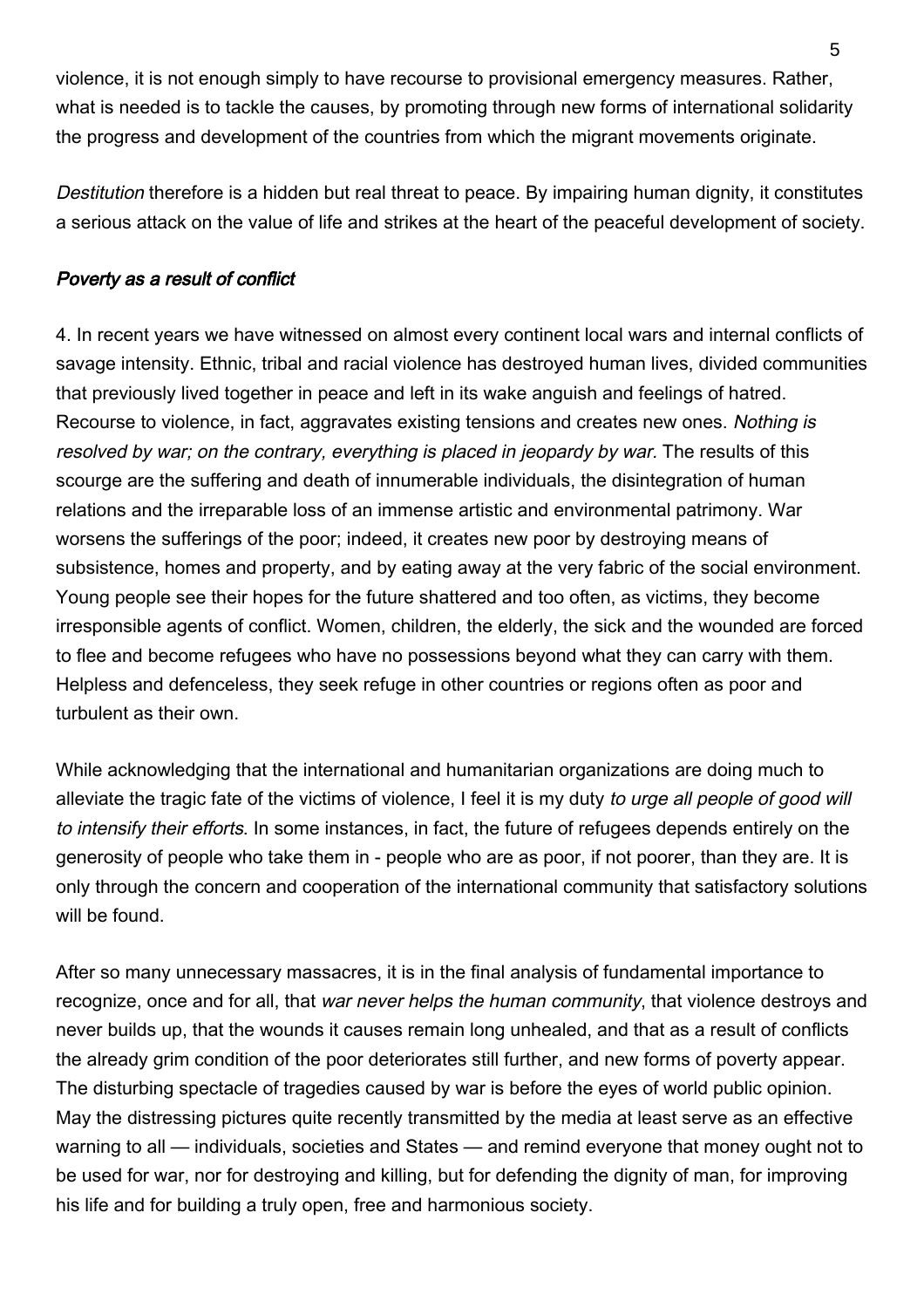violence, it is not enough simply to have recourse to provisional emergency measures. Rather, what is needed is to tackle the causes, by promoting through new forms of international solidarity the progress and development of the countries from which the migrant movements originate.

*Destitution* therefore is a hidden but real threat to peace. By impairing human dignity, it constitutes a serious attack on the value of life and strikes at the heart of the peaceful development of society.

### *Poverty as a result of conflict*

4. In recent years we have witnessed on almost every continent local wars and internal conflicts of savage intensity. Ethnic, tribal and racial violence has destroyed human lives, divided communities that previously lived together in peace and left in its wake anguish and feelings of hatred. Recourse to violence, in fact, aggravates existing tensions and creates new ones. *Nothing is resolved by war; on the contrary, everything is placed in jeopardy by war.* The results of this scourge are the suffering and death of innumerable individuals, the disintegration of human relations and the irreparable loss of an immense artistic and environmental patrimony. War worsens the sufferings of the poor; indeed, it creates new poor by destroying means of subsistence, homes and property, and by eating away at the very fabric of the social environment. Young people see their hopes for the future shattered and too often, as victims, they become irresponsible agents of conflict. Women, children, the elderly, the sick and the wounded are forced to flee and become refugees who have no possessions beyond what they can carry with them. Helpless and defenceless, they seek refuge in other countries or regions often as poor and turbulent as their own.

While acknowledging that the international and humanitarian organizations are doing much to alleviate the tragic fate of the victims of violence, I feel it is my duty *to urge all people of good will to intensify their efforts*. In some instances, in fact, the future of refugees depends entirely on the generosity of people who take them in - people who are as poor, if not poorer, than they are. It is only through the concern and cooperation of the international community that satisfactory solutions will be found.

After so many unnecessary massacres, it is in the final analysis of fundamental importance to recognize, once and for all, that *war never helps the human community*, that violence destroys and never builds up, that the wounds it causes remain long unhealed, and that as a result of conflicts the already grim condition of the poor deteriorates still further, and new forms of poverty appear. The disturbing spectacle of tragedies caused by war is before the eyes of world public opinion. May the distressing pictures quite recently transmitted by the media at least serve as an effective warning to all — individuals, societies and States — and remind everyone that money ought not to be used for war, nor for destroying and killing, but for defending the dignity of man, for improving his life and for building a truly open, free and harmonious society.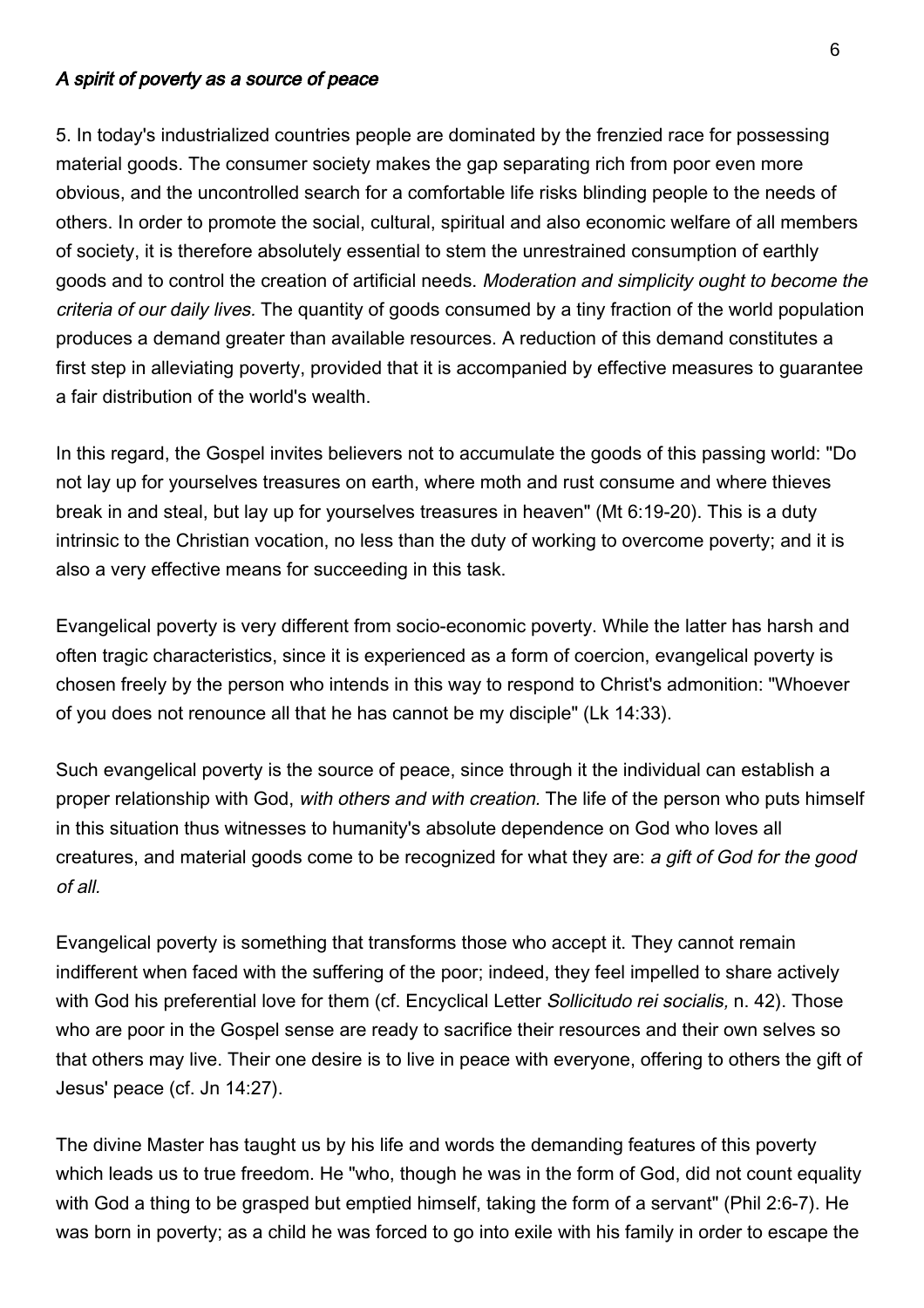### *A spirit of poverty as a source of peace*

5. In today's industrialized countries people are dominated by the frenzied race for possessing material goods. The consumer society makes the gap separating rich from poor even more obvious, and the uncontrolled search for a comfortable life risks blinding people to the needs of others. In order to promote the social, cultural, spiritual and also economic welfare of all members of society, it is therefore absolutely essential to stem the unrestrained consumption of earthly goods and to control the creation of artificial needs. *Moderation and simplicity ought to become the criteria of our daily lives.* The quantity of goods consumed by a tiny fraction of the world population produces a demand greater than available resources. A reduction of this demand constitutes a first step in alleviating poverty, provided that it is accompanied by effective measures to guarantee a fair distribution of the world's wealth.

In this regard, the Gospel invites believers not to accumulate the goods of this passing world: "Do not lay up for yourselves treasures on earth, where moth and rust consume and where thieves break in and steal, but lay up for yourselves treasures in heaven" (Mt 6:19-20). This is a duty intrinsic to the Christian vocation, no less than the duty of working to overcome poverty; and it is also a very effective means for succeeding in this task.

Evangelical poverty is very different from socio-economic poverty. While the latter has harsh and often tragic characteristics, since it is experienced as a form of coercion, evangelical poverty is chosen freely by the person who intends in this way to respond to Christ's admonition: "Whoever of you does not renounce all that he has cannot be my disciple" (Lk 14:33).

Such evangelical poverty is the source of peace, since through it the individual can establish a proper relationship with God, *with others and with creation.* The life of the person who puts himself in this situation thus witnesses to humanity's absolute dependence on God who loves all creatures, and material goods come to be recognized for what they are: *a gift of God for the good of all.*

Evangelical poverty is something that transforms those who accept it. They cannot remain indifferent when faced with the suffering of the poor; indeed, they feel impelled to share actively with God his preferential love for them (cf. Encyclical Letter *Sollicitudo rei socialis,* n. 42). Those who are poor in the Gospel sense are ready to sacrifice their resources and their own selves so that others may live. Their one desire is to live in peace with everyone, offering to others the gift of Jesus' peace (cf. Jn 14:27).

The divine Master has taught us by his life and words the demanding features of this poverty which leads us to true freedom. He "who, though he was in the form of God, did not count equality with God a thing to be grasped but emptied himself, taking the form of a servant" (Phil 2:6-7). He was born in poverty; as a child he was forced to go into exile with his family in order to escape the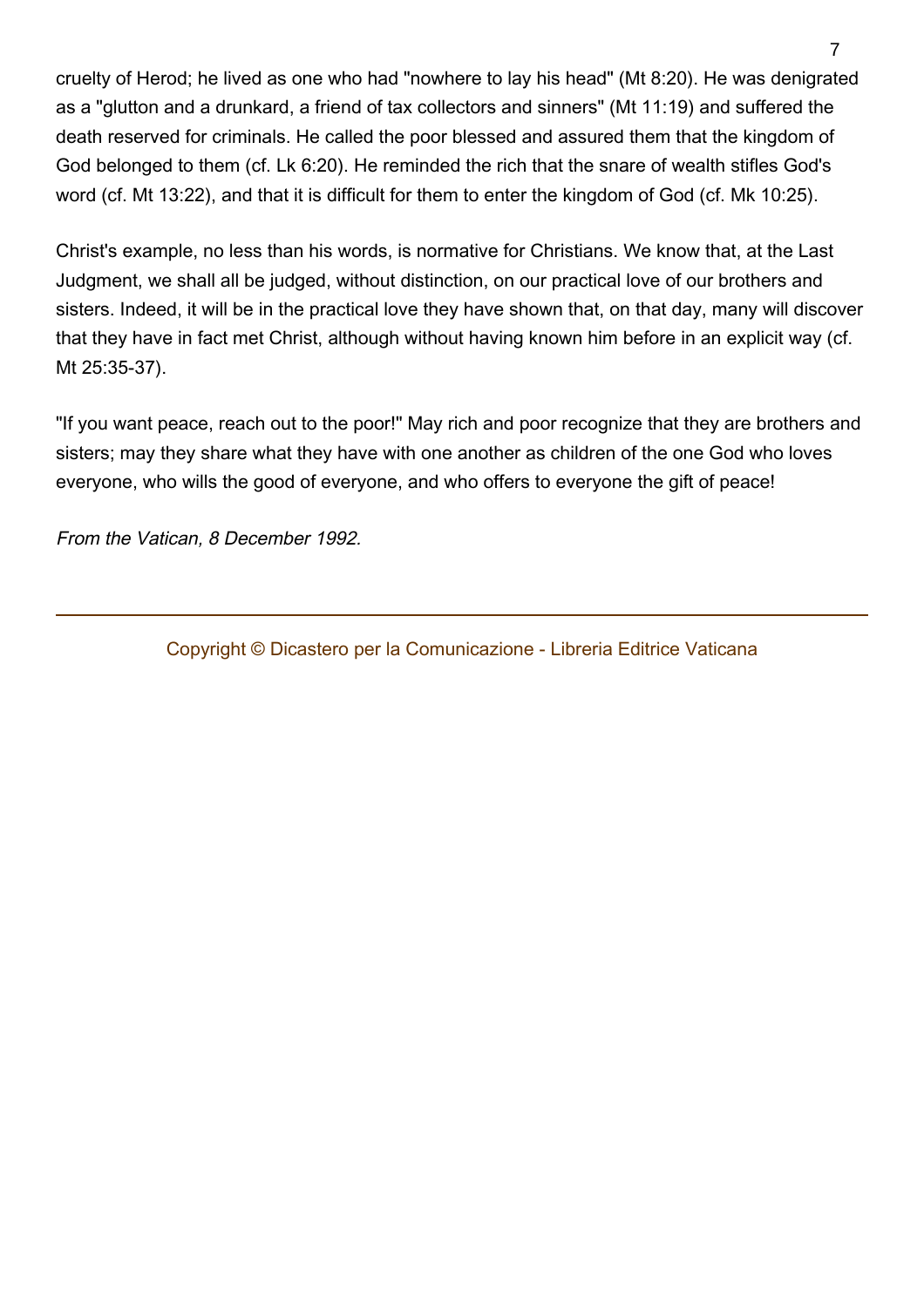cruelty of Herod; he lived as one who had "nowhere to lay his head" (Mt 8:20). He was denigrated as a "glutton and a drunkard, a friend of tax collectors and sinners" (Mt 11:19) and suffered the death reserved for criminals. He called the poor blessed and assured them that the kingdom of God belonged to them (cf. Lk 6:20). He reminded the rich that the snare of wealth stifles God's word (cf. Mt 13:22), and that it is difficult for them to enter the kingdom of God (cf. Mk 10:25).

Christ's example, no less than his words, is normative for Christians. We know that, at the Last Judgment, we shall all be judged, without distinction, on our practical love of our brothers and sisters. Indeed, it will be in the practical love they have shown that, on that day, many will discover that they have in fact met Christ, although without having known him before in an explicit way (cf. Mt 25:35-37).

"If you want peace, reach out to the poor!" May rich and poor recognize that they are brothers and sisters; may they share what they have with one another as children of the one God who loves everyone, who wills the good of everyone, and who offers to everyone the gift of peace!

*From the Vatican, 8 December 1992.*

---

Copyright © Dicastero per la Comunicazione - Libreria Editrice Vaticana